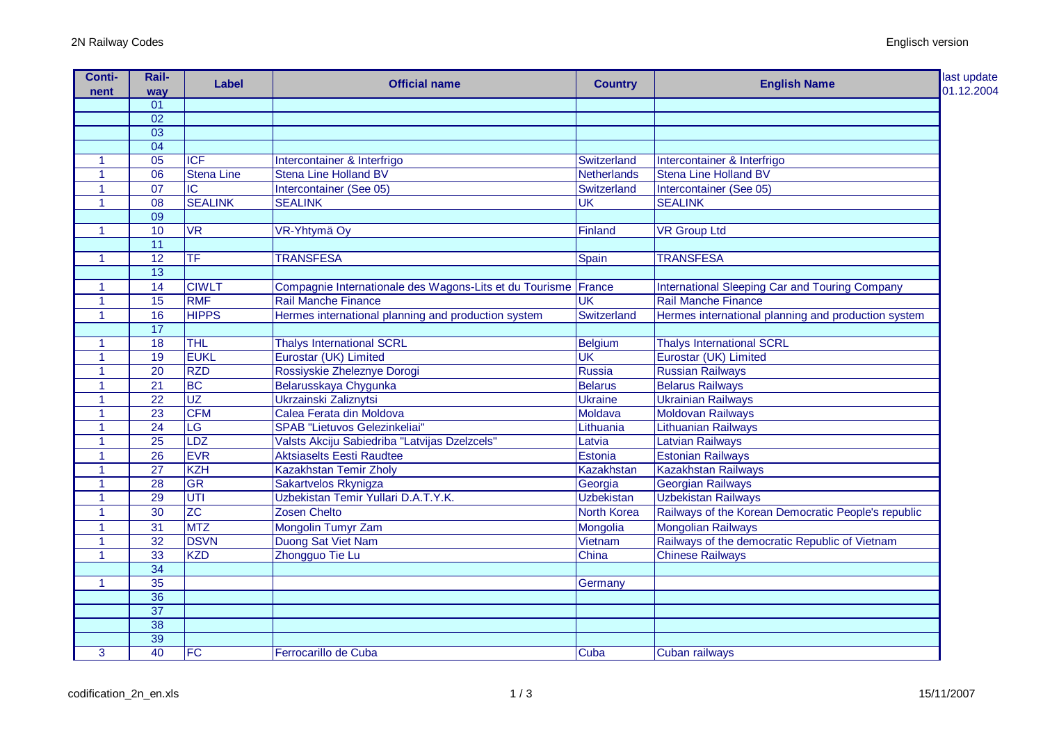| Conti-nent | Rail-way | Label | Official name | Country | English Name |
|---|---|---|---|---|---|
| | 01 | | | | |
| | 02 | | | | |
| | 03 | | | | |
| | 04 | | | | |
| 1 | 05 | ICF | Intercontainer & Interfrigo | Switzerland | Intercontainer & Interfrigo |
| 1 | 06 | Stena Line | Stena Line Holland BV | Netherlands | Stena Line Holland BV |
| 1 | 07 | IC | Intercontainer (See 05) | Switzerland | Intercontainer (See 05) |
| 1 | 08 | SEALINK | SEALINK | UK | SEALINK |
| | 09 | | | | |
| 1 | 10 | VR | VR-Yhtymä Oy | Finland | VR Group Ltd |
| | 11 | | | | |
| 1 | 12 | TF | TRANSFESA | Spain | TRANSFESA |
| | 13 | | | | |
| 1 | 14 | CIWLT | Compagnie Internationale des Wagons-Lits et du Tourisme | France | International Sleeping Car and Touring Company |
| 1 | 15 | RMF | Rail Manche Finance | UK | Rail Manche Finance |
| 1 | 16 | HIPPS | Hermes international planning and production system | Switzerland | Hermes international planning and production system |
| | 17 | | | | |
| 1 | 18 | THL | Thalys International SCRL | Belgium | Thalys International SCRL |
| 1 | 19 | EUKL | Eurostar (UK) Limited | UK | Eurostar (UK) Limited |
| 1 | 20 | RZD | Rossiyskie Zheleznye Dorogi | Russia | Russian Railways |
| 1 | 21 | BC | Belarusskaya Chygunka | Belarus | Belarus Railways |
| 1 | 22 | UZ | Ukrzainski Zaliznytsi | Ukraine | Ukrainian Railways |
| 1 | 23 | CFM | Calea Ferata din Moldova | Moldava | Moldovan Railways |
| 1 | 24 | LG | SPAB "Lietuvos Gelezinkeliai" | Lithuania | Lithuanian Railways |
| 1 | 25 | LDZ | Valsts Akciju Sabiedriba "Latvijas Dzelzcels" | Latvia | Latvian Railways |
| 1 | 26 | EVR | Aktsiaselts Eesti Raudtee | Estonia | Estonian Railways |
| 1 | 27 | KZH | Kazakhstan Temir Zholy | Kazakhstan | Kazakhstan Railways |
| 1 | 28 | GR | Sakartvelos Rkynigza | Georgia | Georgian Railways |
| 1 | 29 | UTI | Uzbekistan Temir Yullari D.A.T.Y.K. | Uzbekistan | Uzbekistan Railways |
| 1 | 30 | ZC | Zosen Chelto | North Korea | Railways of the Korean Democratic People's republic |
| 1 | 31 | MTZ | Mongolin Tumyr Zam | Mongolia | Mongolian Railways |
| 1 | 32 | DSVN | Duong Sat Viet Nam | Vietnam | Railways of the democratic Republic of Vietnam |
| 1 | 33 | KZD | Zhongguo Tie Lu | China | Chinese Railways |
| | 34 | | | | |
| 1 | 35 | | | Germany | |
| | 36 | | | | |
| | 37 | | | | |
| | 38 | | | | |
| | 39 | | | | |
| 3 | 40 | FC | Ferrocarillo de Cuba | Cuba | Cuban railways |

last update 01.12.2004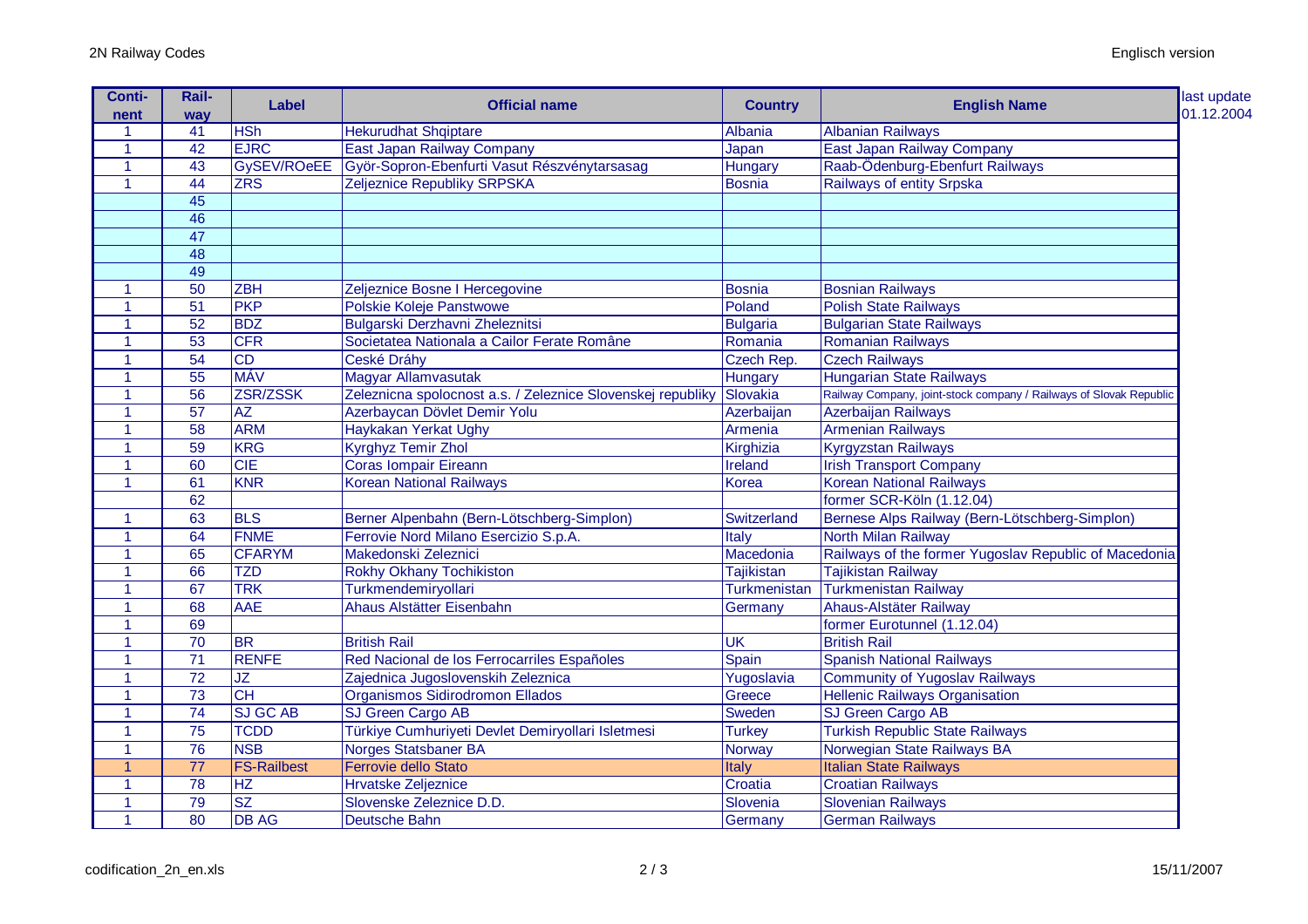| Conti-nent | Rail-way | Label | Official name | Country | English Name |
|---|---|---|---|---|---|
| 1 | 41 | HSh | Hekurudhat Shqiptare | Albania | Albanian Railways |
| 1 | 42 | EJRC | East Japan Railway Company | Japan | East Japan Railway Company |
| 1 | 43 | GySEV/ROeEE | Györ-Sopron-Ebenfurti Vasut Részvénytarsasag | Hungary | Raab-Ödenburg-Ebenfurt Railways |
| 1 | 44 | ZRS | Zeljeznice Republiky SRPSKA | Bosnia | Railways of entity Srpska |
| | 45 | | | | |
| | 46 | | | | |
| | 47 | | | | |
| | 48 | | | | |
| | 49 | | | | |
| 1 | 50 | ZBH | Zeljeznice Bosne I Hercegovine | Bosnia | Bosnian Railways |
| 1 | 51 | PKP | Polskie Koleje Panstwowe | Poland | Polish State Railways |
| 1 | 52 | BDZ | Bulgarski Derzhavni Zheleznitsi | Bulgaria | Bulgarian State Railways |
| 1 | 53 | CFR | Societatea Nationala a Cailor Ferate Române | Romania | Romanian Railways |
| 1 | 54 | CD | Ceské Dráhy | Czech Rep. | Czech Railways |
| 1 | 55 | MÁV | Magyar Allamvasutak | Hungary | Hungarian State Railways |
| 1 | 56 | ZSR/ZSSK | Zeleznicna spolocnost a.s. / Zeleznice Slovenskej republiky | Slovakia | Railway Company, joint-stock company / Railways of Slovak Republic |
| 1 | 57 | AZ | Azerbaycan Dövlet Demir Yolu | Azerbaijan | Azerbaijan Railways |
| 1 | 58 | ARM | Haykakan Yerkat Ughy | Armenia | Armenian Railways |
| 1 | 59 | KRG | Kyrghyz Temir Zhol | Kirghizia | Kyrgyzstan Railways |
| 1 | 60 | CIE | Coras Iompair Eireann | Ireland | Irish Transport Company |
| 1 | 61 | KNR | Korean National Railways | Korea | Korean National Railways |
| | 62 | | | | former SCR-Köln (1.12.04) |
| 1 | 63 | BLS | Berner Alpenbahn (Bern-Lötschberg-Simplon) | Switzerland | Bernese Alps Railway (Bern-Lötschberg-Simplon) |
| 1 | 64 | FNME | Ferrovie Nord Milano Esercizio S.p.A. | Italy | North Milan Railway |
| 1 | 65 | CFARYM | Makedonski Zeleznici | Macedonia | Railways of the former Yugoslav Republic of Macedonia |
| 1 | 66 | TZD | Rokhy Okhany Tochikiston | Tajikistan | Tajikistan Railway |
| 1 | 67 | TRK | Turkmendemiryollari | Turkmenistan | Turkmenistan Railway |
| 1 | 68 | AAE | Ahaus Alstätter Eisenbahn | Germany | Ahaus-Alstäter Railway |
| 1 | 69 | | | | former Eurotunnel (1.12.04) |
| 1 | 70 | BR | British Rail | UK | British Rail |
| 1 | 71 | RENFE | Red Nacional de los Ferrocarriles Españoles | Spain | Spanish National Railways |
| 1 | 72 | JZ | Zajednica Jugoslovenskih Zeleznica | Yugoslavia | Community of Yugoslav Railways |
| 1 | 73 | CH | Organismos Sidirodromon Ellados | Greece | Hellenic Railways Organisation |
| 1 | 74 | SJ GC AB | SJ Green Cargo AB | Sweden | SJ Green Cargo AB |
| 1 | 75 | TCDD | Türkiye Cumhuriyeti Devlet Demiryollari Isletmesi | Turkey | Turkish Republic State Railways |
| 1 | 76 | NSB | Norges Statsbaner BA | Norway | Norwegian State Railways BA |
| 1 | 77 | FS-Railbest | Ferrovie dello Stato | Italy | Italian State Railways |
| 1 | 78 | HZ | Hrvatske Zeljeznice | Croatia | Croatian Railways |
| 1 | 79 | SZ | Slovenske Zeleznice D.D. | Slovenia | Slovenian Railways |
| 1 | 80 | DB AG | Deutsche Bahn | Germany | German Railways |

last update 01.12.2004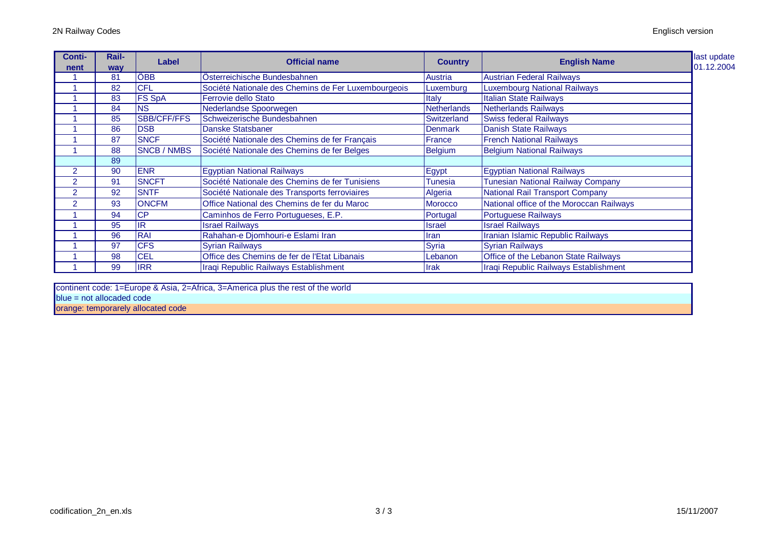| Conti-nent | Rail-way | Label | Official name | Country | English Name |
|---|---|---|---|---|---|
| 1 | 81 | ÖBB | Österreichische Bundesbahnen | Austria | Austrian Federal Railways |
| 1 | 82 | CFL | Société Nationale des Chemins de Fer Luxembourgeois | Luxemburg | Luxembourg National Railways |
| 1 | 83 | FS SpA | Ferrovie dello Stato | Italy | Italian State Railways |
| 1 | 84 | NS | Nederlandse Spoorwegen | Netherlands | Netherlands Railways |
| 1 | 85 | SBB/CFF/FFS | Schweizerische Bundesbahnen | Switzerland | Swiss federal Railways |
| 1 | 86 | DSB | Danske Statsbaner | Denmark | Danish State Railways |
| 1 | 87 | SNCF | Société Nationale des Chemins de fer Français | France | French National Railways |
| 1 | 88 | SNCB / NMBS | Société Nationale des Chemins de fer Belges | Belgium | Belgium National Railways |
| | 89 | | | | |
| 2 | 90 | ENR | Egyptian National Railways | Egypt | Egyptian National Railways |
| 2 | 91 | SNCFT | Société Nationale des Chemins de fer Tunisiens | Tunesia | Tunesian National Railway Company |
| 2 | 92 | SNTF | Société Nationale des Transports ferroviaires | Algeria | National Rail Transport Company |
| 2 | 93 | ONCFM | Office National des Chemins de fer du Maroc | Morocco | National office of the Moroccan Railways |
| 1 | 94 | CP | Caminhos de Ferro Portugueses, E.P. | Portugal | Portuguese Railways |
| 1 | 95 | IR | Israel Railways | Israel | Israel Railways |
| 1 | 96 | RAI | Rahahan-e Djomhouri-e Eslami Iran | Iran | Iranian Islamic Republic Railways |
| 1 | 97 | CFS | Syrian Railways | Syria | Syrian Railways |
| 1 | 98 | CEL | Office des Chemins de fer de l'Etat Libanais | Lebanon | Office of the Lebanon State Railways |
| 1 | 99 | IRR | Iraqi Republic Railways Establishment | Irak | Iraqi Republic Railways Establishment |

last update 01.12.2004

continent code: 1=Europe & Asia, 2=Africa, 3=America plus the rest of the world
blue = not allocaded code
orange: temporarely allocated code